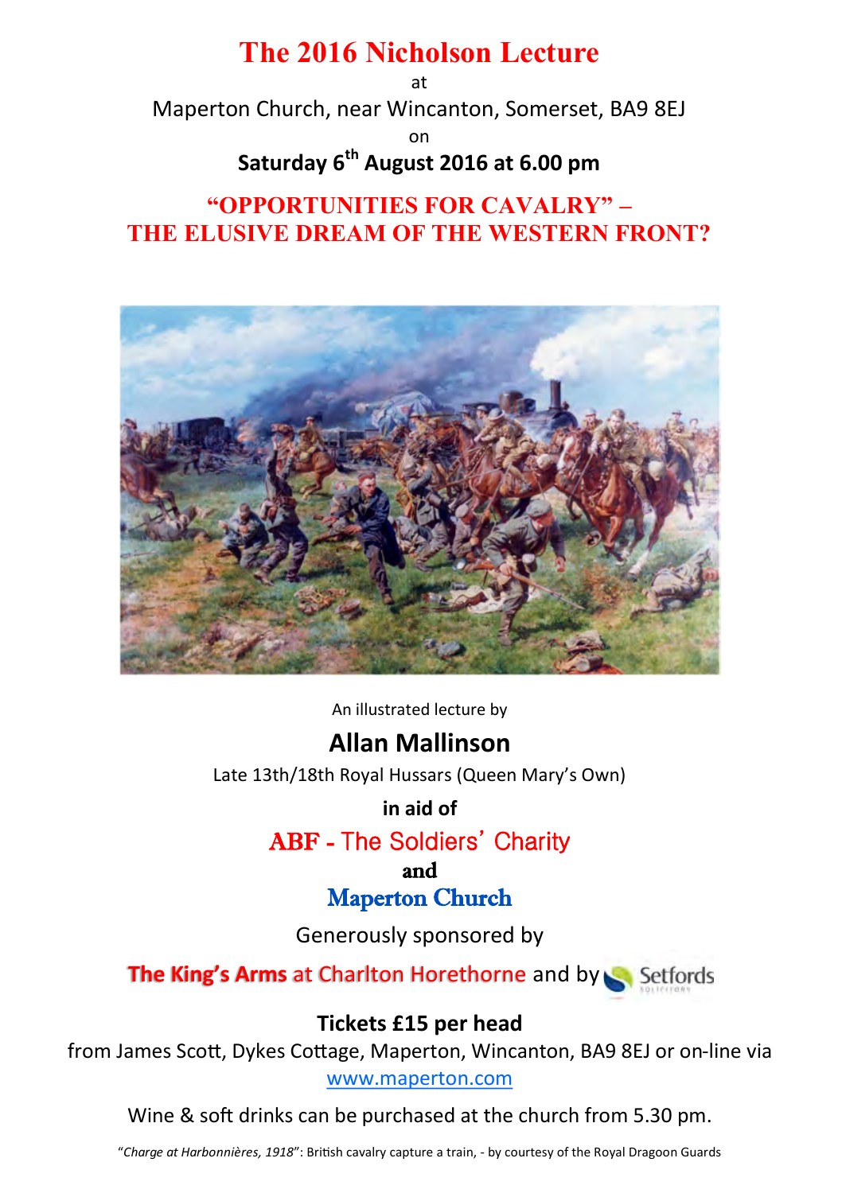# The 2016 Nicholson Lecture

at

Maperton Church, near Wincanton, Somerset, BA9 8EJ

on

**Saturday 6th August 2016 at 6.00 pm**

## "OPPORTUNITIES FOR CAVALRY" – THE ELUSIVE DREAM OF THE WESTERN FRONT?

An illustrated lecture by

**Allan Mallinson**

Late 13th/18th Royal Hussars (Queen Mary's Own)

**in aid of**

**ABF** - The Soldiers' Charity

**and**

**Maperton Church**

Generously sponsored by

**The King's Arms at Charlton Horethorne** and by Setfords

**Tickets £15 per head**

from James Scott, Dykes Cottage, Maperton, Wincanton, BA9 8EJ or on-line via www.maperton.com

Wine & soft drinks can be purchased at the church from 5.30 pm.

"*Charge at Harbonnières, 1918*": British cavalry capture a train, - by courtesy of the Royal Dragoon Guards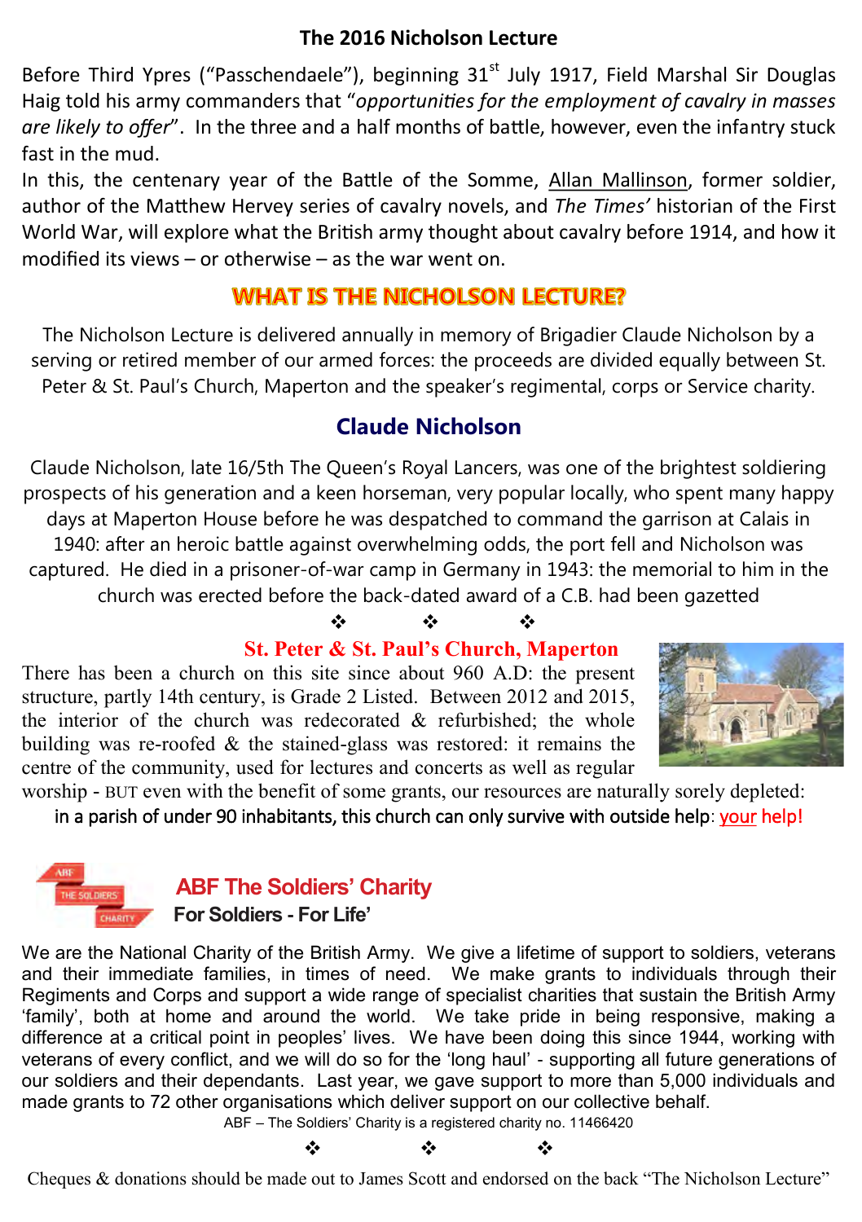## The 2016 Nicholson Lecture

Before Third Ypres ("Passchendaele"), beginning 31st July 1917, Field Marshal Sir Douglas Haig told his army commanders that "*opportunities for the employment of cavalry in masses are likely to offer*". In the three and a half months of battle, however, even the infantry stuck fast in the mud.

In this, the centenary year of the Battle of the Somme, Allan Mallinson, former soldier, author of the Matthew Hervey series of cavalry novels, and *The Times'* historian of the First World War, will explore what the British army thought about cavalry before 1914, and how it modified its views – or otherwise – as the war went on.

## WHAT IS THE NICHOLSON LECTURE?

The Nicholson Lecture is delivered annually in memory of Brigadier Claude Nicholson by a serving or retired member of our armed forces: the proceeds are divided equally between St. Peter & St. Paul's Church, Maperton and the speaker's regimental, corps or Service charity.

## Claude Nicholson

Claude Nicholson, late 16/5th The Queen's Royal Lancers, was one of the brightest soldiering prospects of his generation and a keen horseman, very popular locally, who spent many happy days at Maperton House before he was despatched to command the garrison at Calais in 1940: after an heroic battle against overwhelming odds, the port fell and Nicholson was captured. He died in a prisoner-of-war camp in Germany in 1943: the memorial to him in the church was erected before the back-dated award of a C.B. had been gazetted

❖ ❖ ❖

## St. Peter & St. Paul's Church, Maperton

There has been a church on this site since about 960 A.D: the present structure, partly 14th century, is Grade 2 Listed. Between 2012 and 2015, the interior of the church was redecorated & refurbished; the whole building was re-roofed & the stained-glass was restored: it remains the centre of the community, used for lectures and concerts as well as regular worship - BUT even with the benefit of some grants, our resources are naturally sorely depleted:

in a parish of under 90 inhabitants, this church can only survive with outside help: your help!

## ABF The Soldiers' Charity

**For Soldiers - For Life'**

We are the National Charity of the British Army. We give a lifetime of support to soldiers, veterans and their immediate families, in times of need. We make grants to individuals through their Regiments and Corps and support a wide range of specialist charities that sustain the British Army 'family', both at home and around the world. We take pride in being responsive, making a difference at a critical point in peoples' lives. We have been doing this since 1944, working with veterans of every conflict, and we will do so for the 'long haul' - supporting all future generations of our soldiers and their dependants. Last year, we gave support to more than 5,000 individuals and made grants to 72 other organisations which deliver support on our collective behalf.

ABF – The Soldiers' Charity is a registered charity no. 11466420

❖ ❖ ❖

Cheques & donations should be made out to James Scott and endorsed on the back "The Nicholson Lecture"